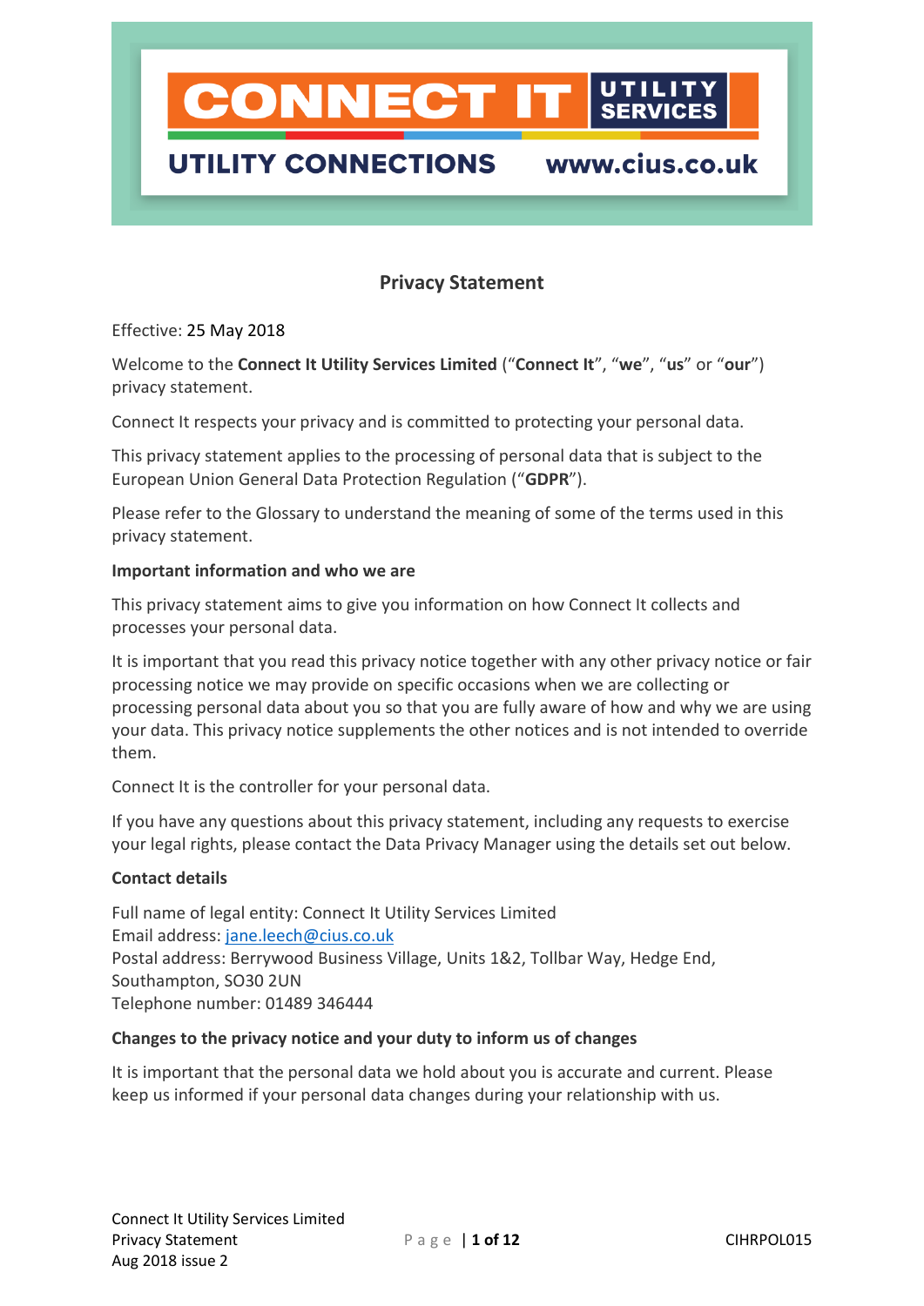CONNECT IT UTILITY SERVICES

UTILITY CONNECTIONS www.cius.co.uk

# Privacy Statement

Effective: 25 May 2018

Welcome to the **Connect It Utility Services Limited** ("**Connect It**", "**we**", "**us**" or "**our**") privacy statement.

Connect It respects your privacy and is committed to protecting your personal data.

This privacy statement applies to the processing of personal data that is subject to the European Union General Data Protection Regulation ("**GDPR**").

Please refer to the Glossary to understand the meaning of some of the terms used in this privacy statement.

**Important information and who we are**

This privacy statement aims to give you information on how Connect It collects and processes your personal data.

It is important that you read this privacy notice together with any other privacy notice or fair processing notice we may provide on specific occasions when we are collecting or processing personal data about you so that you are fully aware of how and why we are using your data. This privacy notice supplements the other notices and is not intended to override them.

Connect It is the controller for your personal data.

If you have any questions about this privacy statement, including any requests to exercise your legal rights, please contact the Data Privacy Manager using the details set out below.

**Contact details**

Full name of legal entity: Connect It Utility Services Limited
Email address: jane.leech@cius.co.uk
Postal address: Berrywood Business Village, Units 1&2, Tollbar Way, Hedge End, Southampton, SO30 2UN
Telephone number: 01489 346444

**Changes to the privacy notice and your duty to inform us of changes**

It is important that the personal data we hold about you is accurate and current. Please keep us informed if your personal data changes during your relationship with us.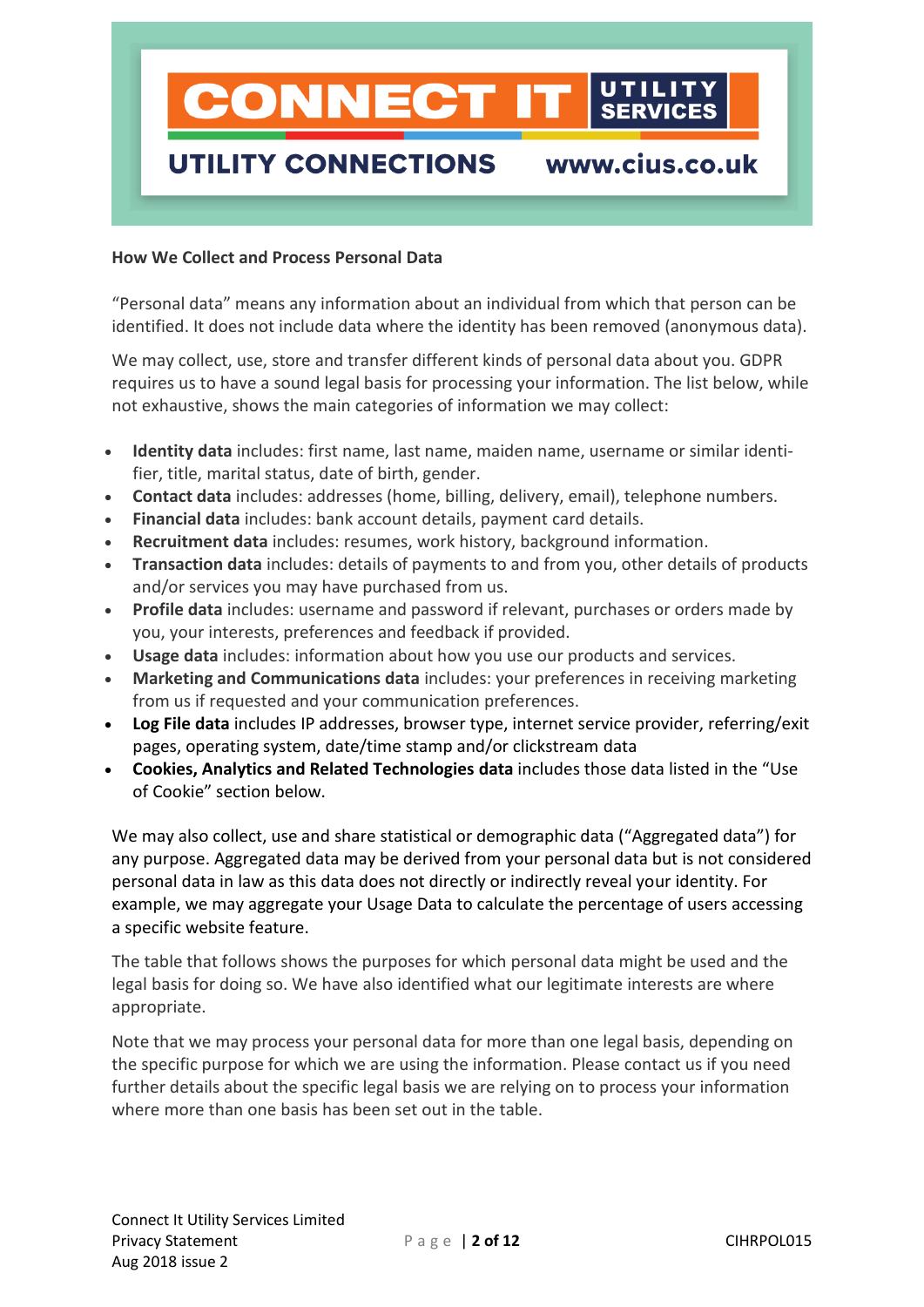## How We Collect and Process Personal Data

"Personal data" means any information about an individual from which that person can be identified. It does not include data where the identity has been removed (anonymous data).

We may collect, use, store and transfer different kinds of personal data about you. GDPR requires us to have a sound legal basis for processing your information. The list below, while not exhaustive, shows the main categories of information we may collect:

- **Identity data** includes: first name, last name, maiden name, username or similar identifier, title, marital status, date of birth, gender.
- **Contact data** includes: addresses (home, billing, delivery, email), telephone numbers.
- **Financial data** includes: bank account details, payment card details.
- **Recruitment data** includes: resumes, work history, background information.
- **Transaction data** includes: details of payments to and from you, other details of products and/or services you may have purchased from us.
- **Profile data** includes: username and password if relevant, purchases or orders made by you, your interests, preferences and feedback if provided.
- **Usage data** includes: information about how you use our products and services.
- **Marketing and Communications data** includes: your preferences in receiving marketing from us if requested and your communication preferences.
- **Log File data** includes IP addresses, browser type, internet service provider, referring/exit pages, operating system, date/time stamp and/or clickstream data
- **Cookies, Analytics and Related Technologies data** includes those data listed in the "Use of Cookie" section below.

We may also collect, use and share statistical or demographic data ("Aggregated data") for any purpose. Aggregated data may be derived from your personal data but is not considered personal data in law as this data does not directly or indirectly reveal your identity. For example, we may aggregate your Usage Data to calculate the percentage of users accessing a specific website feature.

The table that follows shows the purposes for which personal data might be used and the legal basis for doing so. We have also identified what our legitimate interests are where appropriate.

Note that we may process your personal data for more than one legal basis, depending on the specific purpose for which we are using the information. Please contact us if you need further details about the specific legal basis we are relying on to process your information where more than one basis has been set out in the table.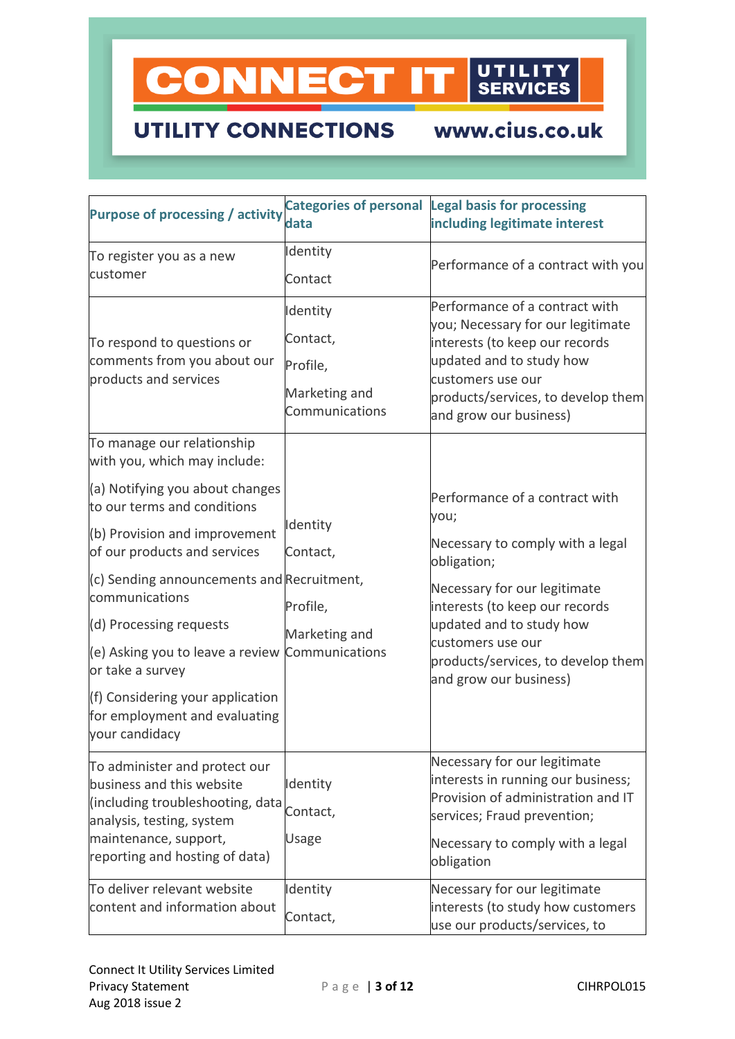| Purpose of processing / activity | Categories of personal data | Legal basis for processing including legitimate interest |
|---|---|---|
| To register you as a new customer | Identity<br>Contact | Performance of a contract with you |
| To respond to questions or comments from you about our products and services | Identity<br>Contact,<br>Profile,<br>Marketing and Communications | Performance of a contract with you; Necessary for our legitimate interests (to keep our records updated and to study how customers use our products/services, to develop them and grow our business) |
| To manage our relationship with you, which may include:<br>(a) Notifying you about changes to our terms and conditions<br>(b) Provision and improvement of our products and services<br>(c) Sending announcements and communications<br>(d) Processing requests<br>(e) Asking you to leave a review or take a survey<br>(f) Considering your application for employment and evaluating your candidacy | Identity<br>Contact,<br>Recruitment,<br>Profile,<br>Marketing and Communications | Performance of a contract with you;<br>Necessary to comply with a legal obligation;<br>Necessary for our legitimate interests (to keep our records updated and to study how customers use our products/services, to develop them and grow our business) |
| To administer and protect our business and this website (including troubleshooting, data analysis, testing, system maintenance, support, reporting and hosting of data) | Identity<br>Contact,<br>Usage | Necessary for our legitimate interests in running our business; Provision of administration and IT services; Fraud prevention;<br>Necessary to comply with a legal obligation |
| To deliver relevant website content and information about | Identity<br>Contact, | Necessary for our legitimate interests (to study how customers use our products/services, to |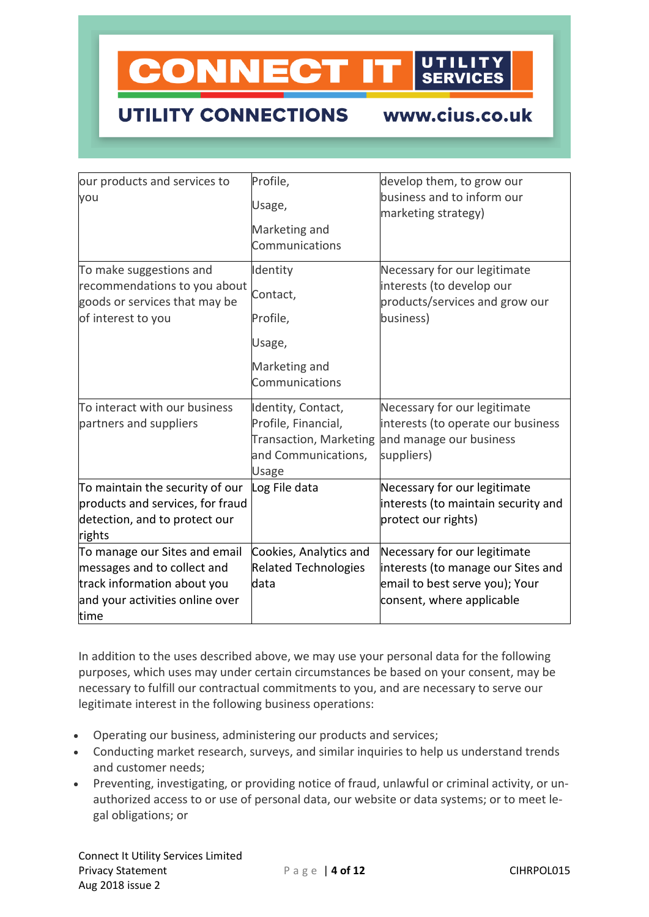| | | |
|---|---|---|
| our products and services to you | Profile, Usage, Marketing and Communications | develop them, to grow our business and to inform our marketing strategy) |
| To make suggestions and recommendations to you about goods or services that may be of interest to you | Identity Contact, Profile, Usage, Marketing and Communications | Necessary for our legitimate interests (to develop our products/services and grow our business) |
| To interact with our business partners and suppliers | Identity, Contact, Profile, Financial, Transaction, Marketing and Communications, Usage | Necessary for our legitimate interests (to operate our business and manage our business suppliers) |
| To maintain the security of our products and services, for fraud detection, and to protect our rights | Log File data | Necessary for our legitimate interests (to maintain security and protect our rights) |
| To manage our Sites and email messages and to collect and track information about you and your activities online over time | Cookies, Analytics and Related Technologies data | Necessary for our legitimate interests (to manage our Sites and email to best serve you); Your consent, where applicable |

In addition to the uses described above, we may use your personal data for the following purposes, which uses may under certain circumstances be based on your consent, may be necessary to fulfill our contractual commitments to you, and are necessary to serve our legitimate interest in the following business operations:

- Operating our business, administering our products and services;
- Conducting market research, surveys, and similar inquiries to help us understand trends and customer needs;
- Preventing, investigating, or providing notice of fraud, unlawful or criminal activity, or un-authorized access to or use of personal data, our website or data systems; or to meet le-gal obligations; or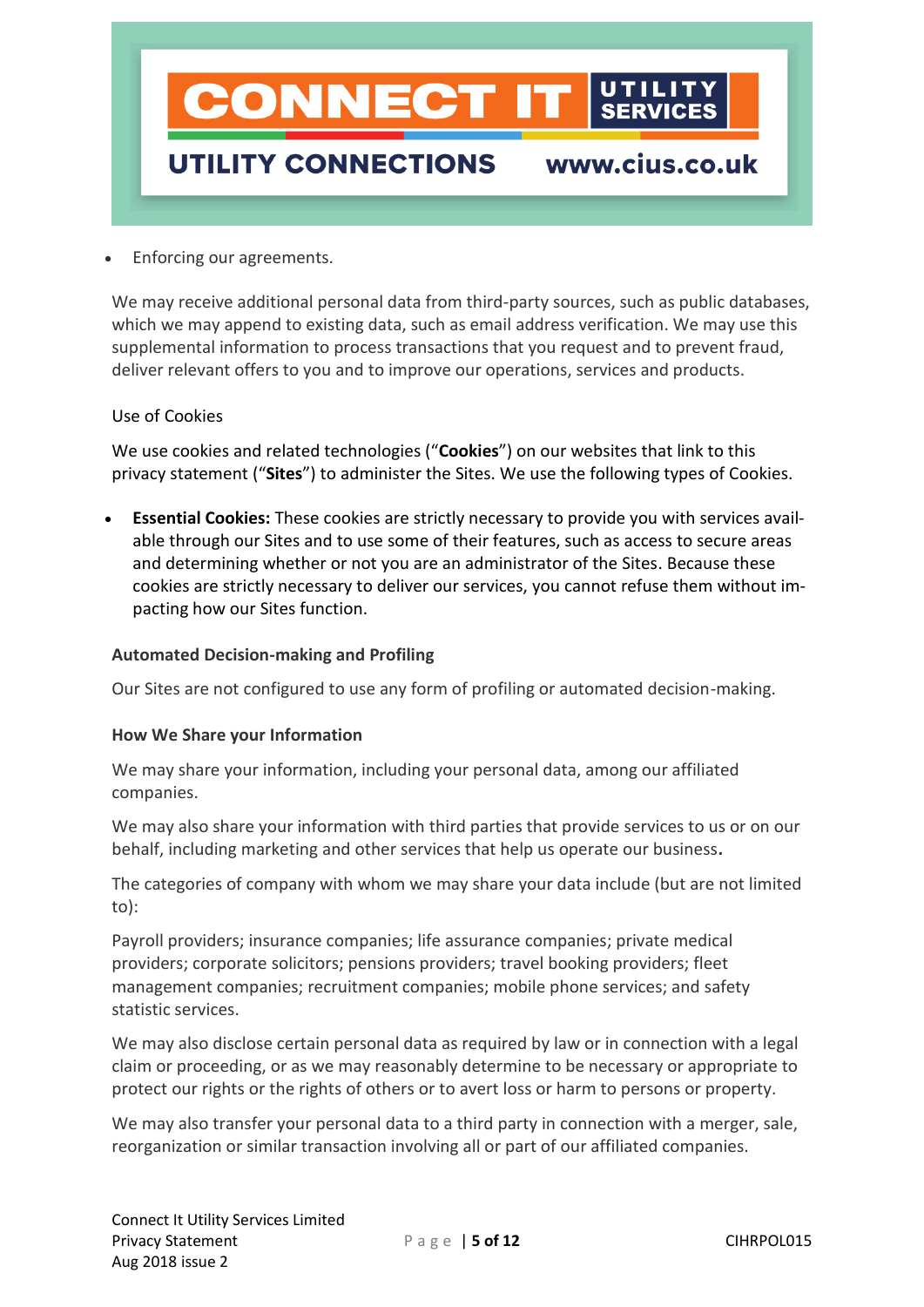- Enforcing our agreements.

We may receive additional personal data from third-party sources, such as public databases, which we may append to existing data, such as email address verification. We may use this supplemental information to process transactions that you request and to prevent fraud, deliver relevant offers to you and to improve our operations, services and products.

Use of Cookies

We use cookies and related technologies ("**Cookies**") on our websites that link to this privacy statement ("**Sites**") to administer the Sites. We use the following types of Cookies.

- **Essential Cookies:** These cookies are strictly necessary to provide you with services available through our Sites and to use some of their features, such as access to secure areas and determining whether or not you are an administrator of the Sites. Because these cookies are strictly necessary to deliver our services, you cannot refuse them without impacting how our Sites function.

**Automated Decision-making and Profiling**

Our Sites are not configured to use any form of profiling or automated decision-making.

**How We Share your Information**

We may share your information, including your personal data, among our affiliated companies.

We may also share your information with third parties that provide services to us or on our behalf, including marketing and other services that help us operate our business.

The categories of company with whom we may share your data include (but are not limited to):

Payroll providers; insurance companies; life assurance companies; private medical providers; corporate solicitors; pensions providers; travel booking providers; fleet management companies; recruitment companies; mobile phone services; and safety statistic services.

We may also disclose certain personal data as required by law or in connection with a legal claim or proceeding, or as we may reasonably determine to be necessary or appropriate to protect our rights or the rights of others or to avert loss or harm to persons or property.

We may also transfer your personal data to a third party in connection with a merger, sale, reorganization or similar transaction involving all or part of our affiliated companies.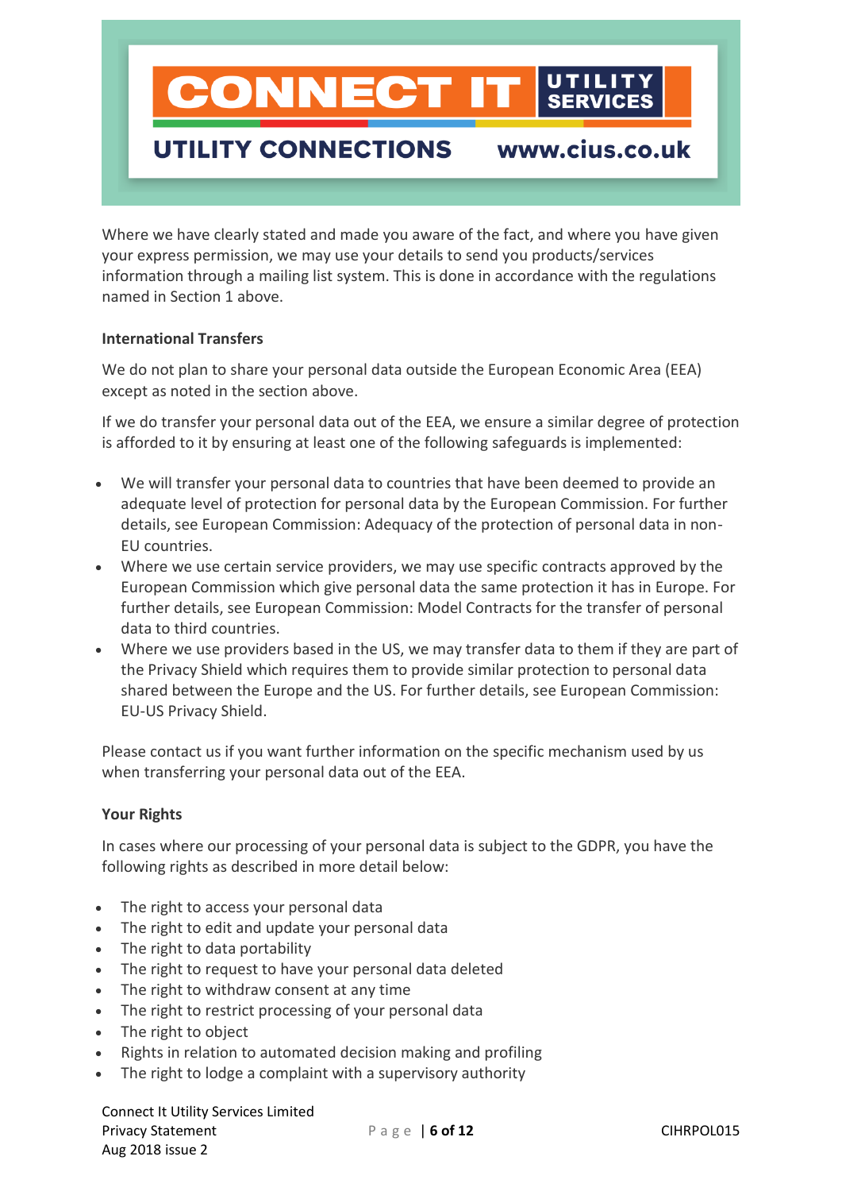Where we have clearly stated and made you aware of the fact, and where you have given your express permission, we may use your details to send you products/services information through a mailing list system. This is done in accordance with the regulations named in Section 1 above.

**International Transfers**

We do not plan to share your personal data outside the European Economic Area (EEA) except as noted in the section above.

If we do transfer your personal data out of the EEA, we ensure a similar degree of protection is afforded to it by ensuring at least one of the following safeguards is implemented:

- We will transfer your personal data to countries that have been deemed to provide an adequate level of protection for personal data by the European Commission. For further details, see European Commission: Adequacy of the protection of personal data in non-EU countries.
- Where we use certain service providers, we may use specific contracts approved by the European Commission which give personal data the same protection it has in Europe. For further details, see European Commission: Model Contracts for the transfer of personal data to third countries.
- Where we use providers based in the US, we may transfer data to them if they are part of the Privacy Shield which requires them to provide similar protection to personal data shared between the Europe and the US. For further details, see European Commission: EU-US Privacy Shield.

Please contact us if you want further information on the specific mechanism used by us when transferring your personal data out of the EEA.

**Your Rights**

In cases where our processing of your personal data is subject to the GDPR, you have the following rights as described in more detail below:

- The right to access your personal data
- The right to edit and update your personal data
- The right to data portability
- The right to request to have your personal data deleted
- The right to withdraw consent at any time
- The right to restrict processing of your personal data
- The right to object
- Rights in relation to automated decision making and profiling
- The right to lodge a complaint with a supervisory authority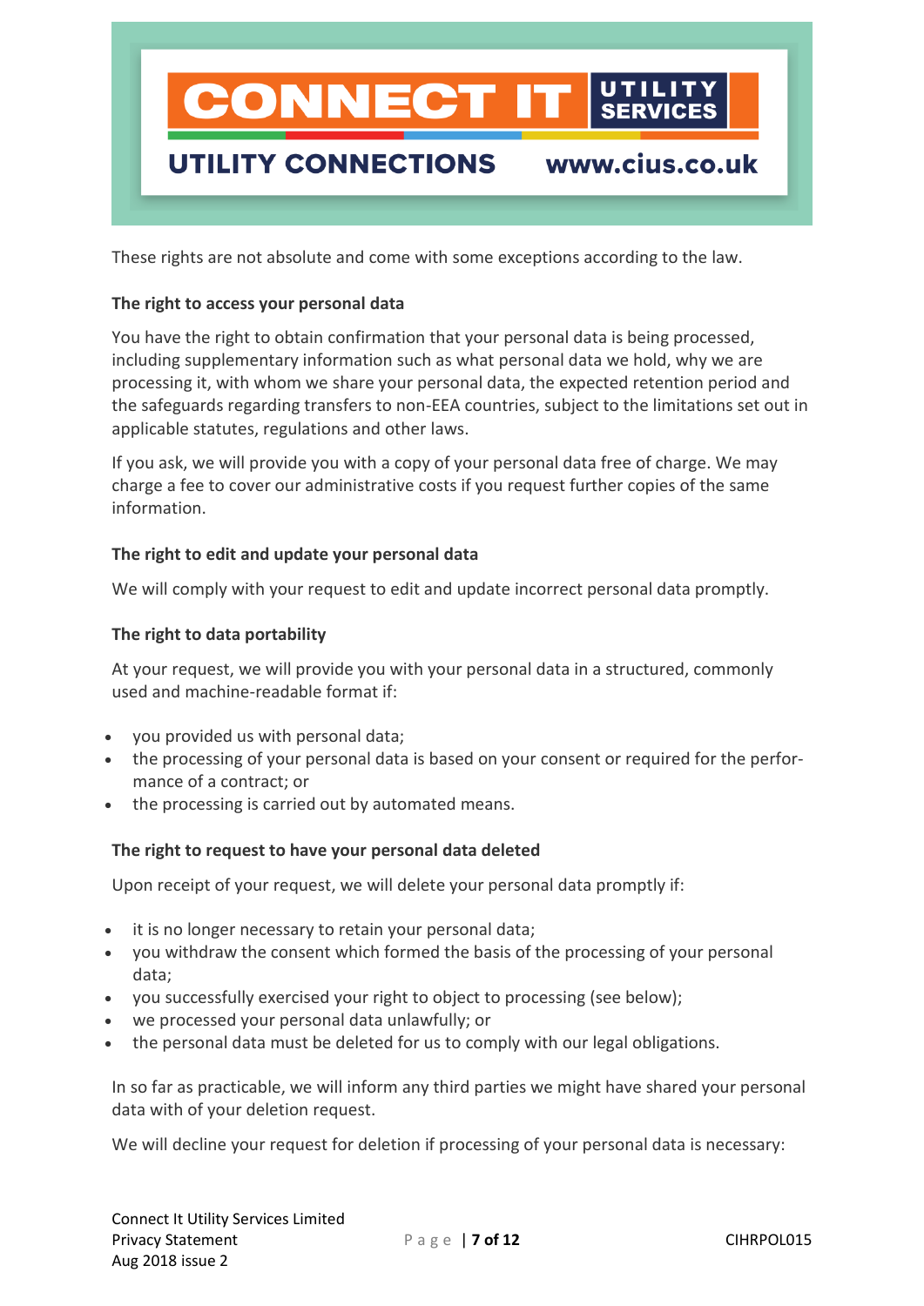These rights are not absolute and come with some exceptions according to the law.

**The right to access your personal data**

You have the right to obtain confirmation that your personal data is being processed, including supplementary information such as what personal data we hold, why we are processing it, with whom we share your personal data, the expected retention period and the safeguards regarding transfers to non-EEA countries, subject to the limitations set out in applicable statutes, regulations and other laws.

If you ask, we will provide you with a copy of your personal data free of charge. We may charge a fee to cover our administrative costs if you request further copies of the same information.

**The right to edit and update your personal data**

We will comply with your request to edit and update incorrect personal data promptly.

**The right to data portability**

At your request, we will provide you with your personal data in a structured, commonly used and machine-readable format if:

- you provided us with personal data;
- the processing of your personal data is based on your consent or required for the performance of a contract; or
- the processing is carried out by automated means.

**The right to request to have your personal data deleted**

Upon receipt of your request, we will delete your personal data promptly if:

- it is no longer necessary to retain your personal data;
- you withdraw the consent which formed the basis of the processing of your personal data;
- you successfully exercised your right to object to processing (see below);
- we processed your personal data unlawfully; or
- the personal data must be deleted for us to comply with our legal obligations.

In so far as practicable, we will inform any third parties we might have shared your personal data with of your deletion request.

We will decline your request for deletion if processing of your personal data is necessary: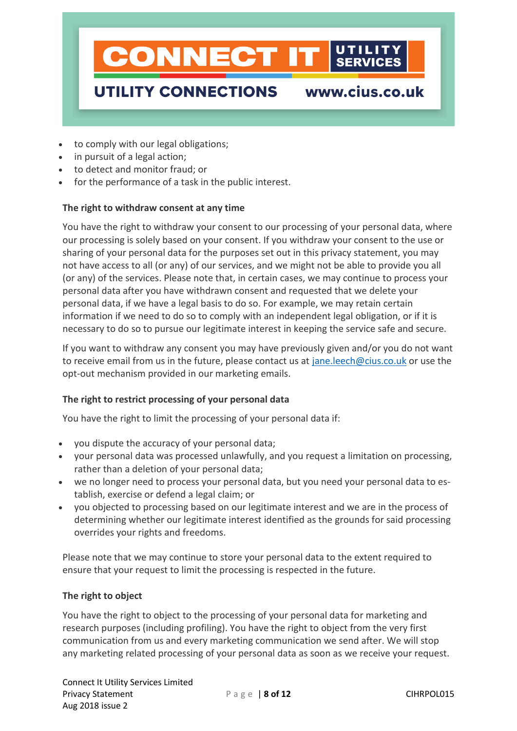- to comply with our legal obligations;
- in pursuit of a legal action;
- to detect and monitor fraud; or
- for the performance of a task in the public interest.

**The right to withdraw consent at any time**

You have the right to withdraw your consent to our processing of your personal data, where our processing is solely based on your consent. If you withdraw your consent to the use or sharing of your personal data for the purposes set out in this privacy statement, you may not have access to all (or any) of our services, and we might not be able to provide you all (or any) of the services. Please note that, in certain cases, we may continue to process your personal data after you have withdrawn consent and requested that we delete your personal data, if we have a legal basis to do so. For example, we may retain certain information if we need to do so to comply with an independent legal obligation, or if it is necessary to do so to pursue our legitimate interest in keeping the service safe and secure.

If you want to withdraw any consent you may have previously given and/or you do not want to receive email from us in the future, please contact us at jane.leech@cius.co.uk or use the opt-out mechanism provided in our marketing emails.

**The right to restrict processing of your personal data**

You have the right to limit the processing of your personal data if:

- you dispute the accuracy of your personal data;
- your personal data was processed unlawfully, and you request a limitation on processing, rather than a deletion of your personal data;
- we no longer need to process your personal data, but you need your personal data to establish, exercise or defend a legal claim; or
- you objected to processing based on our legitimate interest and we are in the process of determining whether our legitimate interest identified as the grounds for said processing overrides your rights and freedoms.

Please note that we may continue to store your personal data to the extent required to ensure that your request to limit the processing is respected in the future.

**The right to object**

You have the right to object to the processing of your personal data for marketing and research purposes (including profiling). You have the right to object from the very first communication from us and every marketing communication we send after. We will stop any marketing related processing of your personal data as soon as we receive your request.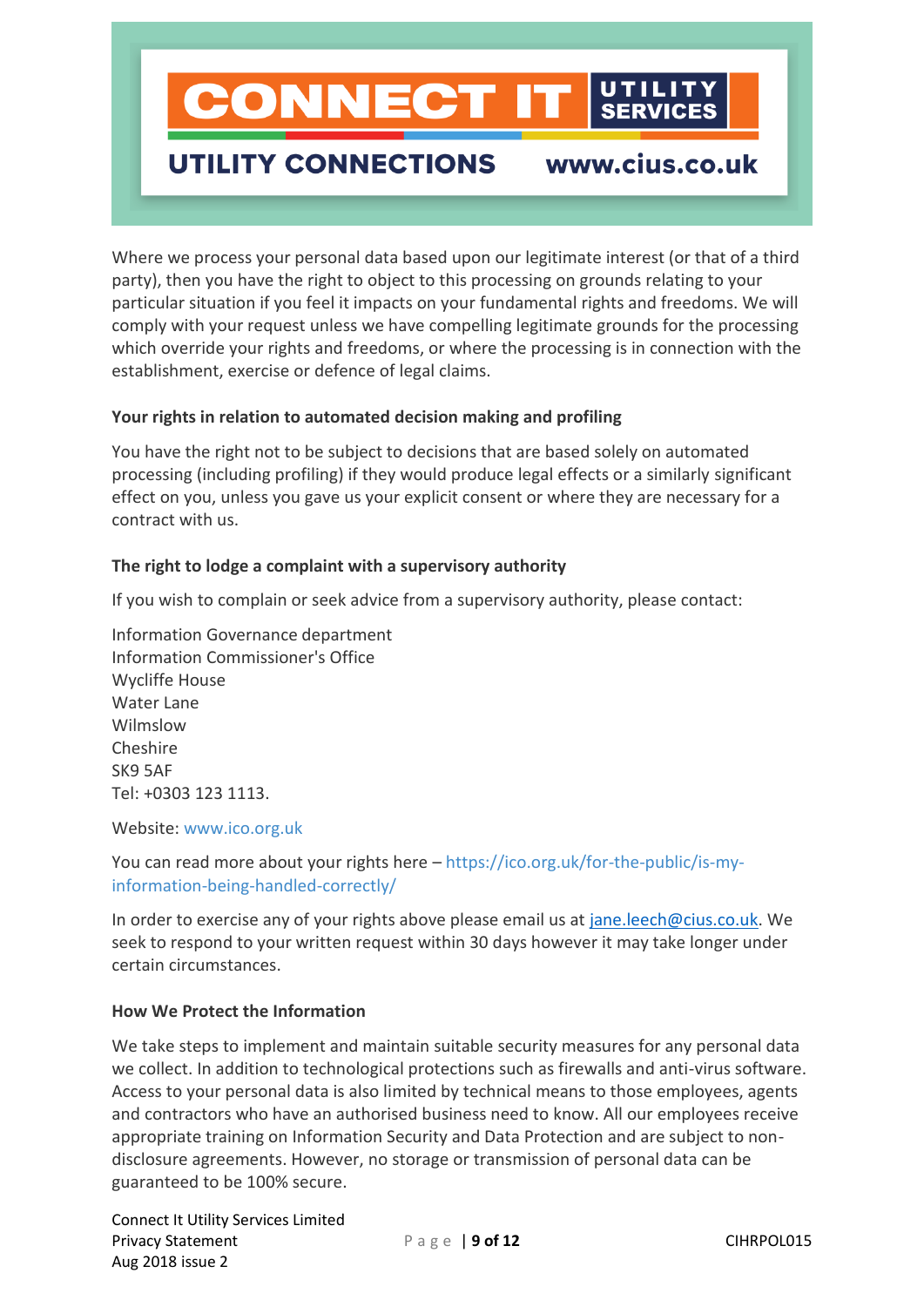Where we process your personal data based upon our legitimate interest (or that of a third party), then you have the right to object to this processing on grounds relating to your particular situation if you feel it impacts on your fundamental rights and freedoms. We will comply with your request unless we have compelling legitimate grounds for the processing which override your rights and freedoms, or where the processing is in connection with the establishment, exercise or defence of legal claims.

**Your rights in relation to automated decision making and profiling**

You have the right not to be subject to decisions that are based solely on automated processing (including profiling) if they would produce legal effects or a similarly significant effect on you, unless you gave us your explicit consent or where they are necessary for a contract with us.

**The right to lodge a complaint with a supervisory authority**

If you wish to complain or seek advice from a supervisory authority, please contact:

Information Governance department
Information Commissioner's Office
Wycliffe House
Water Lane
Wilmslow
Cheshire
SK9 5AF
Tel: +0303 123 1113.

Website: www.ico.org.uk

You can read more about your rights here – https://ico.org.uk/for-the-public/is-my-information-being-handled-correctly/

In order to exercise any of your rights above please email us at jane.leech@cius.co.uk. We seek to respond to your written request within 30 days however it may take longer under certain circumstances.

**How We Protect the Information**

We take steps to implement and maintain suitable security measures for any personal data we collect. In addition to technological protections such as firewalls and anti-virus software. Access to your personal data is also limited by technical means to those employees, agents and contractors who have an authorised business need to know. All our employees receive appropriate training on Information Security and Data Protection and are subject to non-disclosure agreements. However, no storage or transmission of personal data can be guaranteed to be 100% secure.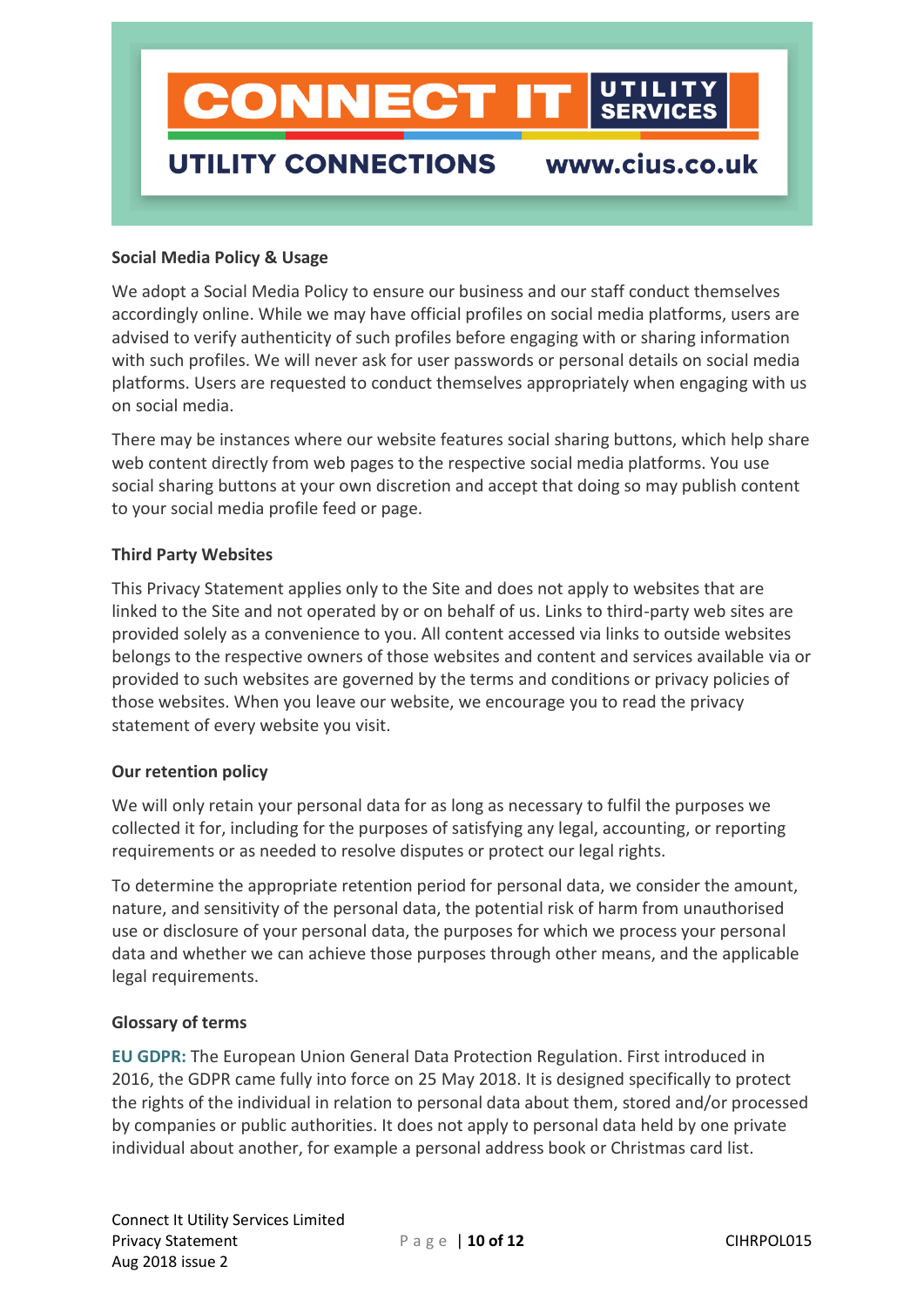**Social Media Policy & Usage**

We adopt a Social Media Policy to ensure our business and our staff conduct themselves accordingly online. While we may have official profiles on social media platforms, users are advised to verify authenticity of such profiles before engaging with or sharing information with such profiles. We will never ask for user passwords or personal details on social media platforms. Users are requested to conduct themselves appropriately when engaging with us on social media.

There may be instances where our website features social sharing buttons, which help share web content directly from web pages to the respective social media platforms. You use social sharing buttons at your own discretion and accept that doing so may publish content to your social media profile feed or page.

**Third Party Websites**

This Privacy Statement applies only to the Site and does not apply to websites that are linked to the Site and not operated by or on behalf of us. Links to third-party web sites are provided solely as a convenience to you. All content accessed via links to outside websites belongs to the respective owners of those websites and content and services available via or provided to such websites are governed by the terms and conditions or privacy policies of those websites. When you leave our website, we encourage you to read the privacy statement of every website you visit.

**Our retention policy**

We will only retain your personal data for as long as necessary to fulfil the purposes we collected it for, including for the purposes of satisfying any legal, accounting, or reporting requirements or as needed to resolve disputes or protect our legal rights.

To determine the appropriate retention period for personal data, we consider the amount, nature, and sensitivity of the personal data, the potential risk of harm from unauthorised use or disclosure of your personal data, the purposes for which we process your personal data and whether we can achieve those purposes through other means, and the applicable legal requirements.

**Glossary of terms**

**EU GDPR:** The European Union General Data Protection Regulation. First introduced in 2016, the GDPR came fully into force on 25 May 2018. It is designed specifically to protect the rights of the individual in relation to personal data about them, stored and/or processed by companies or public authorities. It does not apply to personal data held by one private individual about another, for example a personal address book or Christmas card list.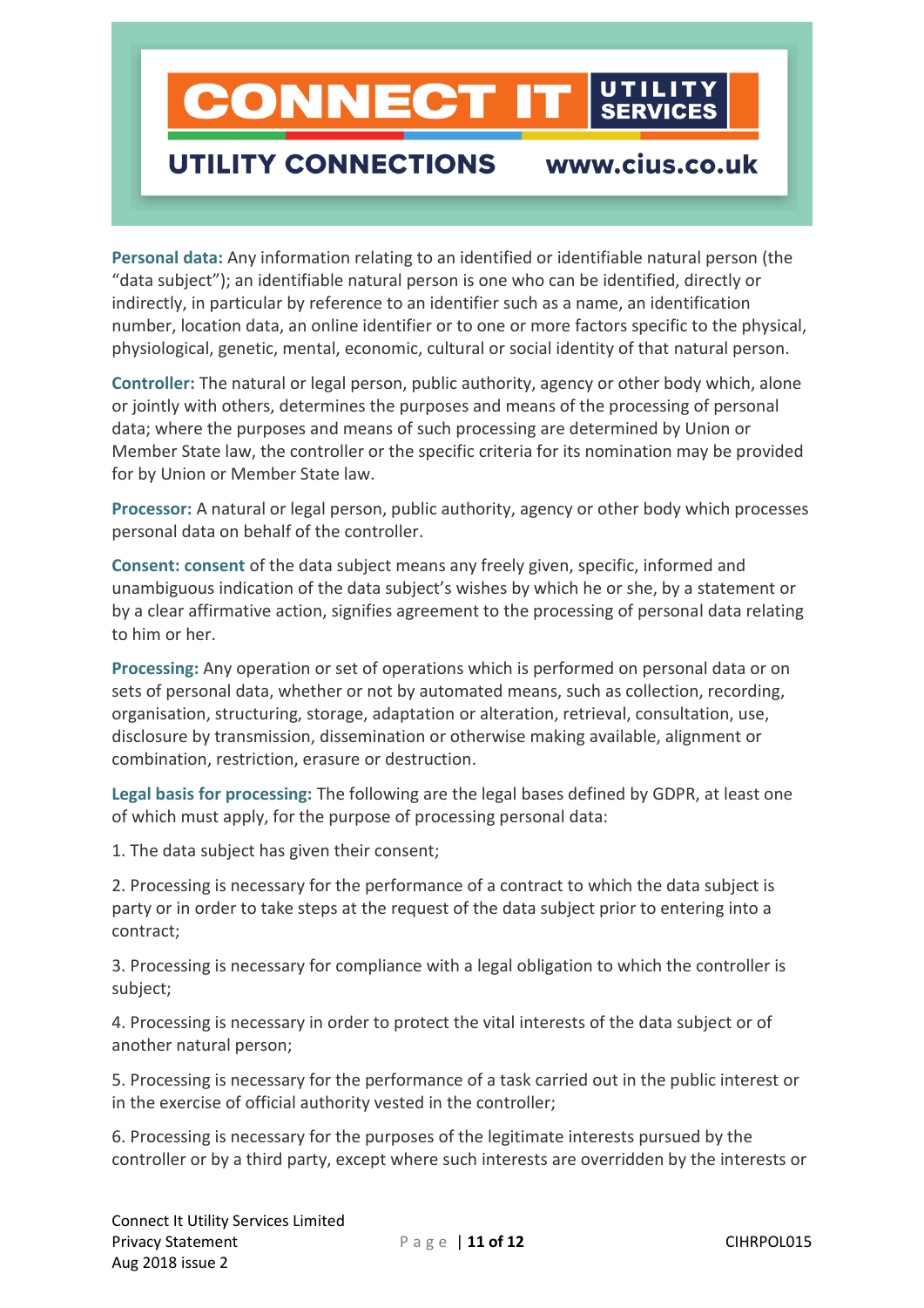**Personal data:** Any information relating to an identified or identifiable natural person (the "data subject"); an identifiable natural person is one who can be identified, directly or indirectly, in particular by reference to an identifier such as a name, an identification number, location data, an online identifier or to one or more factors specific to the physical, physiological, genetic, mental, economic, cultural or social identity of that natural person.

**Controller:** The natural or legal person, public authority, agency or other body which, alone or jointly with others, determines the purposes and means of the processing of personal data; where the purposes and means of such processing are determined by Union or Member State law, the controller or the specific criteria for its nomination may be provided for by Union or Member State law.

**Processor:** A natural or legal person, public authority, agency or other body which processes personal data on behalf of the controller.

**Consent: consent** of the data subject means any freely given, specific, informed and unambiguous indication of the data subject's wishes by which he or she, by a statement or by a clear affirmative action, signifies agreement to the processing of personal data relating to him or her.

**Processing:** Any operation or set of operations which is performed on personal data or on sets of personal data, whether or not by automated means, such as collection, recording, organisation, structuring, storage, adaptation or alteration, retrieval, consultation, use, disclosure by transmission, dissemination or otherwise making available, alignment or combination, restriction, erasure or destruction.

**Legal basis for processing:** The following are the legal bases defined by GDPR, at least one of which must apply, for the purpose of processing personal data:

1. The data subject has given their consent;

2. Processing is necessary for the performance of a contract to which the data subject is party or in order to take steps at the request of the data subject prior to entering into a contract;

3. Processing is necessary for compliance with a legal obligation to which the controller is subject;

4. Processing is necessary in order to protect the vital interests of the data subject or of another natural person;

5. Processing is necessary for the performance of a task carried out in the public interest or in the exercise of official authority vested in the controller;

6. Processing is necessary for the purposes of the legitimate interests pursued by the controller or by a third party, except where such interests are overridden by the interests or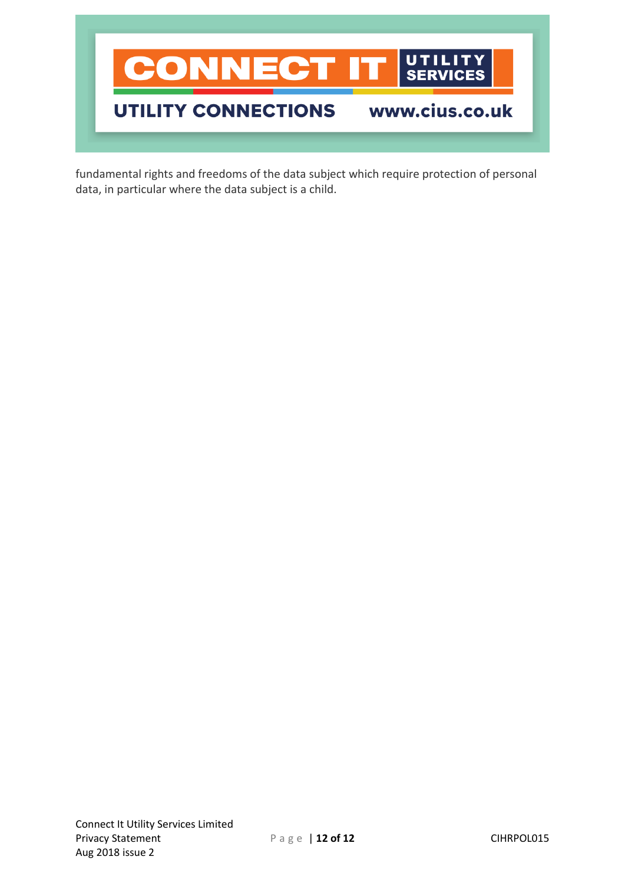fundamental rights and freedoms of the data subject which require protection of personal data, in particular where the data subject is a child.